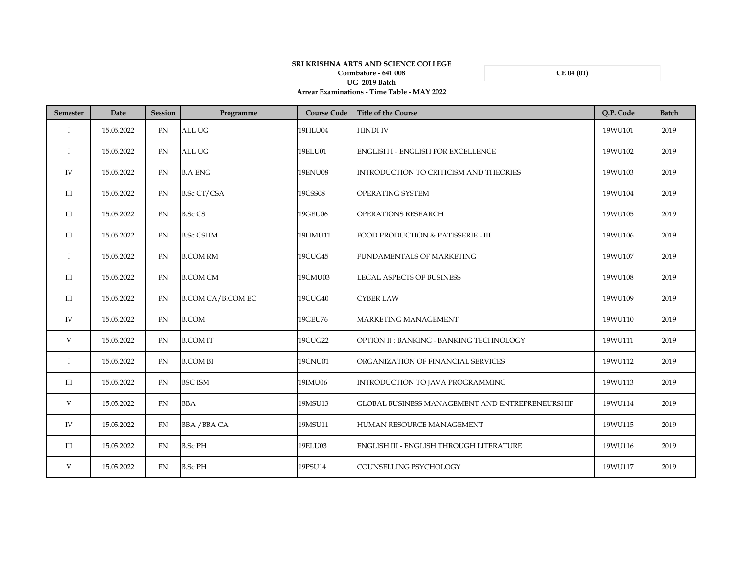**SRI KRISHNA ARTS AND SCIENCE COLLEGE**
**Coimbatore - 641 008**
**UG 2019 Batch**
**Arrear Examinations - Time Table - MAY 2022**

**CE 04 (01)**

| Semester | Date | Session | Programme | Course Code | Title of the Course | Q.P. Code | Batch |
|---|---|---|---|---|---|---|---|
| I | 15.05.2022 | FN | ALL UG | 19HLU04 | HINDI IV | 19WU101 | 2019 |
| I | 15.05.2022 | FN | ALL UG | 19ELU01 | ENGLISH I - ENGLISH FOR EXCELLENCE | 19WU102 | 2019 |
| IV | 15.05.2022 | FN | B.A ENG | 19ENU08 | INTRODUCTION TO CRITICISM AND THEORIES | 19WU103 | 2019 |
| III | 15.05.2022 | FN | B.Sc CT/CSA | 19CSS08 | OPERATING SYSTEM | 19WU104 | 2019 |
| III | 15.05.2022 | FN | B.Sc CS | 19GEU06 | OPERATIONS RESEARCH | 19WU105 | 2019 |
| III | 15.05.2022 | FN | B.Sc CSHM | 19HMU11 | FOOD PRODUCTION & PATISSERIE - III | 19WU106 | 2019 |
| I | 15.05.2022 | FN | B.COM RM | 19CUG45 | FUNDAMENTALS OF MARKETING | 19WU107 | 2019 |
| III | 15.05.2022 | FN | B.COM CM | 19CMU03 | LEGAL ASPECTS OF BUSINESS | 19WU108 | 2019 |
| III | 15.05.2022 | FN | B.COM CA/B.COM EC | 19CUG40 | CYBER LAW | 19WU109 | 2019 |
| IV | 15.05.2022 | FN | B.COM | 19GEU76 | MARKETING MANAGEMENT | 19WU110 | 2019 |
| V | 15.05.2022 | FN | B.COM IT | 19CUG22 | OPTION II : BANKING - BANKING TECHNOLOGY | 19WU111 | 2019 |
| I | 15.05.2022 | FN | B.COM BI | 19CNU01 | ORGANIZATION OF FINANCIAL SERVICES | 19WU112 | 2019 |
| III | 15.05.2022 | FN | BSC ISM | 19IMU06 | INTRODUCTION TO JAVA PROGRAMMING | 19WU113 | 2019 |
| V | 15.05.2022 | FN | BBA | 19MSU13 | GLOBAL BUSINESS MANAGEMENT AND ENTREPRENEURSHIP | 19WU114 | 2019 |
| IV | 15.05.2022 | FN | BBA /BBA CA | 19MSU11 | HUMAN RESOURCE MANAGEMENT | 19WU115 | 2019 |
| III | 15.05.2022 | FN | B.Sc PH | 19ELU03 | ENGLISH III - ENGLISH THROUGH LITERATURE | 19WU116 | 2019 |
| V | 15.05.2022 | FN | B.Sc PH | 19PSU14 | COUNSELLING PSYCHOLOGY | 19WU117 | 2019 |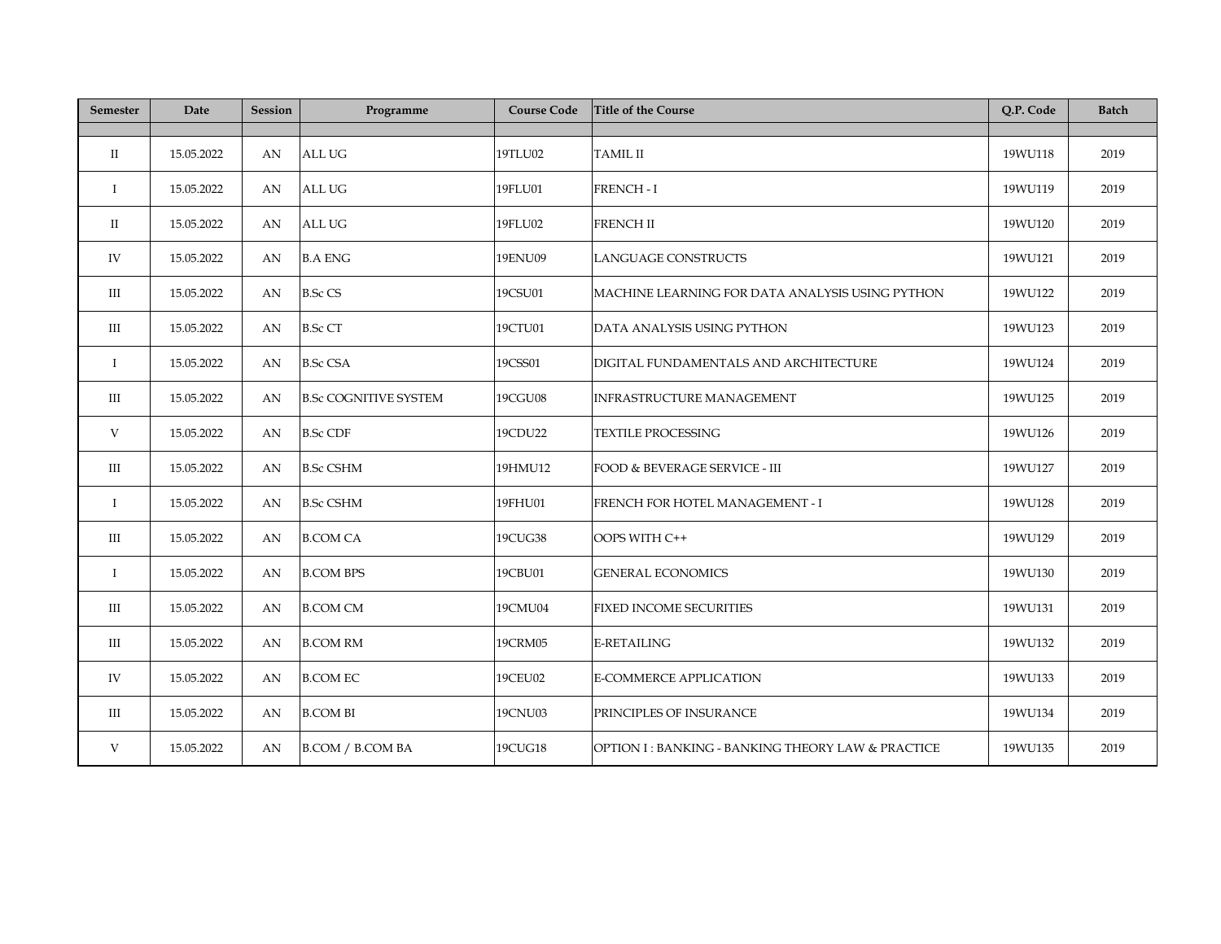| Semester | Date | Session | Programme | Course Code | Title of the Course | Q.P. Code | Batch |
|---|---|---|---|---|---|---|---|
| II | 15.05.2022 | AN | ALL UG | 19TLU02 | TAMIL II | 19WU118 | 2019 |
| I | 15.05.2022 | AN | ALL UG | 19FLU01 | FRENCH - I | 19WU119 | 2019 |
| II | 15.05.2022 | AN | ALL UG | 19FLU02 | FRENCH II | 19WU120 | 2019 |
| IV | 15.05.2022 | AN | B.A ENG | 19ENU09 | LANGUAGE CONSTRUCTS | 19WU121 | 2019 |
| III | 15.05.2022 | AN | B.Sc CS | 19CSU01 | MACHINE LEARNING FOR DATA ANALYSIS USING PYTHON | 19WU122 | 2019 |
| III | 15.05.2022 | AN | B.Sc CT | 19CTU01 | DATA ANALYSIS USING PYTHON | 19WU123 | 2019 |
| I | 15.05.2022 | AN | B.Sc CSA | 19CSS01 | DIGITAL FUNDAMENTALS AND ARCHITECTURE | 19WU124 | 2019 |
| III | 15.05.2022 | AN | B.Sc COGNITIVE SYSTEM | 19CGU08 | INFRASTRUCTURE MANAGEMENT | 19WU125 | 2019 |
| V | 15.05.2022 | AN | B.Sc CDF | 19CDU22 | TEXTILE PROCESSING | 19WU126 | 2019 |
| III | 15.05.2022 | AN | B.Sc CSHM | 19HMU12 | FOOD & BEVERAGE SERVICE - III | 19WU127 | 2019 |
| I | 15.05.2022 | AN | B.Sc CSHM | 19FHU01 | FRENCH FOR HOTEL MANAGEMENT - I | 19WU128 | 2019 |
| III | 15.05.2022 | AN | B.COM CA | 19CUG38 | OOPS WITH C++ | 19WU129 | 2019 |
| I | 15.05.2022 | AN | B.COM BPS | 19CBU01 | GENERAL ECONOMICS | 19WU130 | 2019 |
| III | 15.05.2022 | AN | B.COM CM | 19CMU04 | FIXED INCOME SECURITIES | 19WU131 | 2019 |
| III | 15.05.2022 | AN | B.COM RM | 19CRM05 | E-RETAILING | 19WU132 | 2019 |
| IV | 15.05.2022 | AN | B.COM EC | 19CEU02 | E-COMMERCE APPLICATION | 19WU133 | 2019 |
| III | 15.05.2022 | AN | B.COM BI | 19CNU03 | PRINCIPLES OF INSURANCE | 19WU134 | 2019 |
| V | 15.05.2022 | AN | B.COM / B.COM BA | 19CUG18 | OPTION I : BANKING - BANKING THEORY LAW & PRACTICE | 19WU135 | 2019 |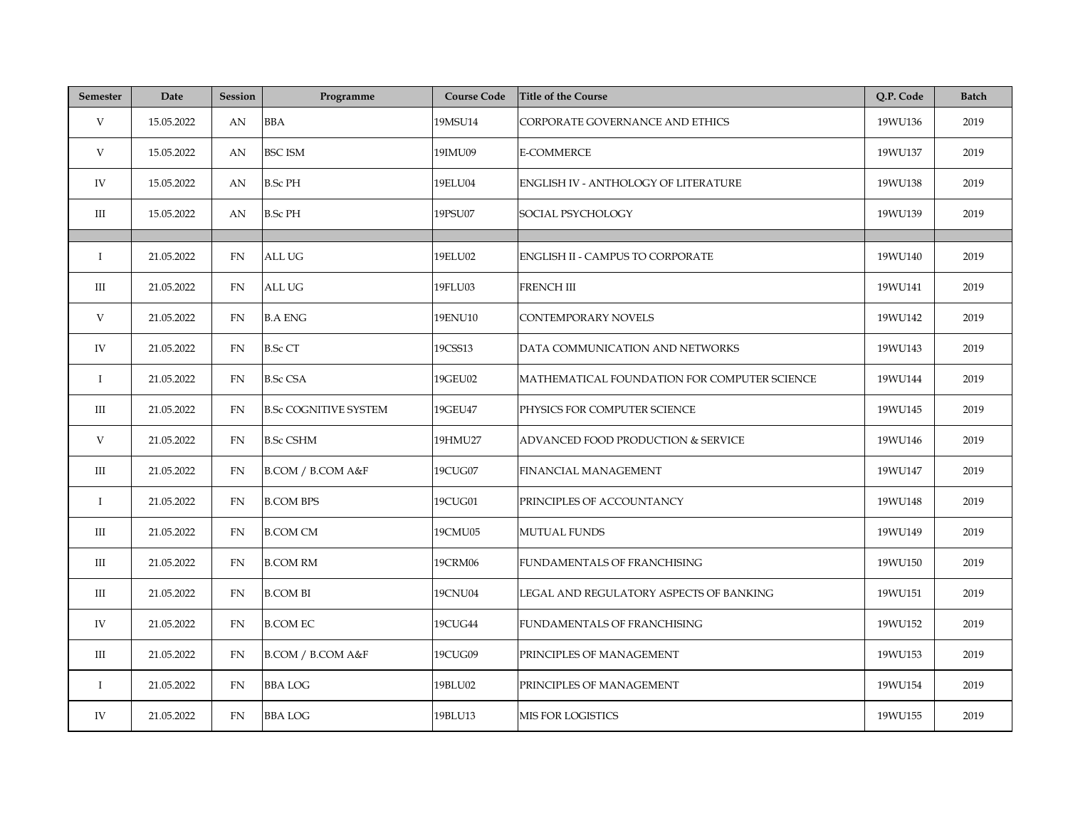| Semester | Date | Session | Programme | Course Code | Title of the Course | Q.P. Code | Batch |
|---|---|---|---|---|---|---|---|
| V | 15.05.2022 | AN | BBA | 19MSU14 | CORPORATE GOVERNANCE AND ETHICS | 19WU136 | 2019 |
| V | 15.05.2022 | AN | BSC ISM | 19IMU09 | E-COMMERCE | 19WU137 | 2019 |
| IV | 15.05.2022 | AN | B.Sc PH | 19ELU04 | ENGLISH IV - ANTHOLOGY OF LITERATURE | 19WU138 | 2019 |
| III | 15.05.2022 | AN | B.Sc PH | 19PSU07 | SOCIAL PSYCHOLOGY | 19WU139 | 2019 |
| | | | | | | | |
| I | 21.05.2022 | FN | ALL UG | 19ELU02 | ENGLISH II - CAMPUS TO CORPORATE | 19WU140 | 2019 |
| III | 21.05.2022 | FN | ALL UG | 19FLU03 | FRENCH III | 19WU141 | 2019 |
| V | 21.05.2022 | FN | B.A ENG | 19ENU10 | CONTEMPORARY NOVELS | 19WU142 | 2019 |
| IV | 21.05.2022 | FN | B.Sc CT | 19CSS13 | DATA COMMUNICATION AND NETWORKS | 19WU143 | 2019 |
| I | 21.05.2022 | FN | B.Sc CSA | 19GEU02 | MATHEMATICAL FOUNDATION FOR COMPUTER SCIENCE | 19WU144 | 2019 |
| III | 21.05.2022 | FN | B.Sc COGNITIVE SYSTEM | 19GEU47 | PHYSICS FOR COMPUTER SCIENCE | 19WU145 | 2019 |
| V | 21.05.2022 | FN | B.Sc CSHM | 19HMU27 | ADVANCED FOOD PRODUCTION & SERVICE | 19WU146 | 2019 |
| III | 21.05.2022 | FN | B.COM / B.COM A&F | 19CUG07 | FINANCIAL MANAGEMENT | 19WU147 | 2019 |
| I | 21.05.2022 | FN | B.COM BPS | 19CUG01 | PRINCIPLES OF ACCOUNTANCY | 19WU148 | 2019 |
| III | 21.05.2022 | FN | B.COM CM | 19CMU05 | MUTUAL FUNDS | 19WU149 | 2019 |
| III | 21.05.2022 | FN | B.COM RM | 19CRM06 | FUNDAMENTALS OF FRANCHISING | 19WU150 | 2019 |
| III | 21.05.2022 | FN | B.COM BI | 19CNU04 | LEGAL AND REGULATORY ASPECTS OF BANKING | 19WU151 | 2019 |
| IV | 21.05.2022 | FN | B.COM EC | 19CUG44 | FUNDAMENTALS OF FRANCHISING | 19WU152 | 2019 |
| III | 21.05.2022 | FN | B.COM / B.COM A&F | 19CUG09 | PRINCIPLES OF MANAGEMENT | 19WU153 | 2019 |
| I | 21.05.2022 | FN | BBA LOG | 19BLU02 | PRINCIPLES OF MANAGEMENT | 19WU154 | 2019 |
| IV | 21.05.2022 | FN | BBA LOG | 19BLU13 | MIS FOR LOGISTICS | 19WU155 | 2019 |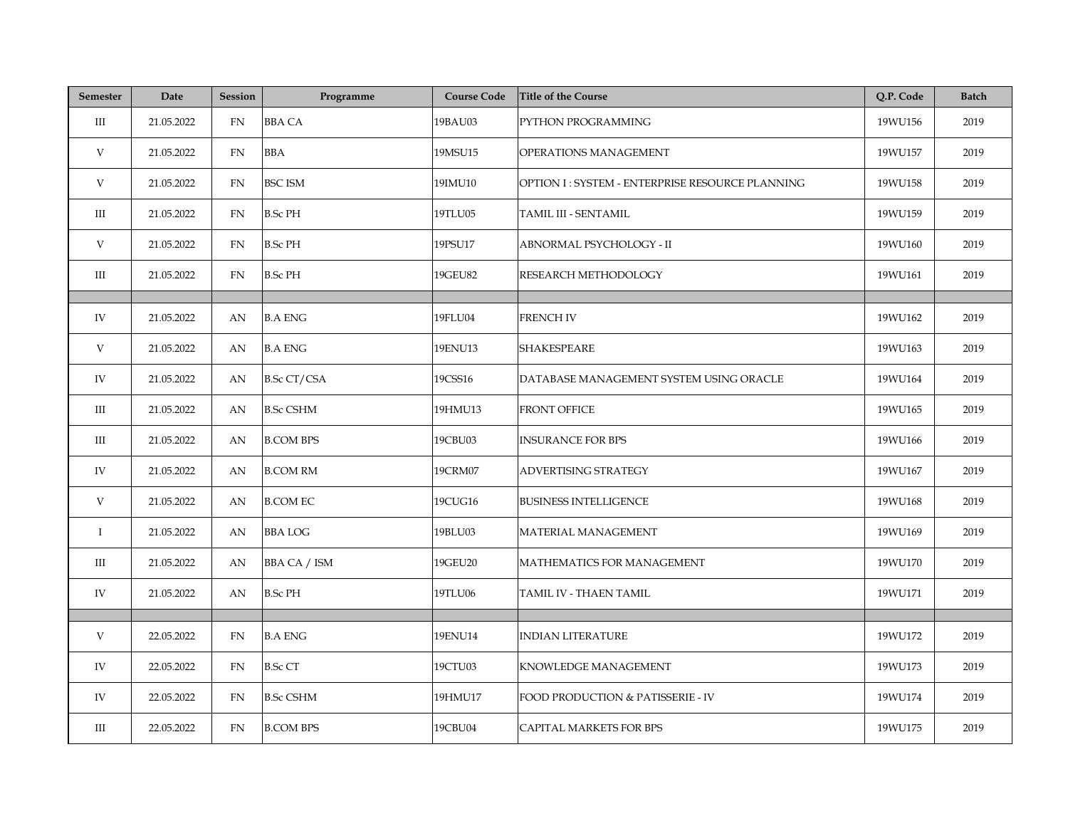| Semester | Date | Session | Programme | Course Code | Title of the Course | Q.P. Code | Batch |
|---|---|---|---|---|---|---|---|
| III | 21.05.2022 | FN | BBA CA | 19BAU03 | PYTHON PROGRAMMING | 19WU156 | 2019 |
| V | 21.05.2022 | FN | BBA | 19MSU15 | OPERATIONS MANAGEMENT | 19WU157 | 2019 |
| V | 21.05.2022 | FN | BSC ISM | 19IMU10 | OPTION I : SYSTEM - ENTERPRISE RESOURCE PLANNING | 19WU158 | 2019 |
| III | 21.05.2022 | FN | B.Sc PH | 19TLU05 | TAMIL III - SENTAMIL | 19WU159 | 2019 |
| V | 21.05.2022 | FN | B.Sc PH | 19PSU17 | ABNORMAL PSYCHOLOGY - II | 19WU160 | 2019 |
| III | 21.05.2022 | FN | B.Sc PH | 19GEU82 | RESEARCH METHODOLOGY | 19WU161 | 2019 |
| | | | | | | | |
| IV | 21.05.2022 | AN | B.A ENG | 19FLU04 | FRENCH IV | 19WU162 | 2019 |
| V | 21.05.2022 | AN | B.A ENG | 19ENU13 | SHAKESPEARE | 19WU163 | 2019 |
| IV | 21.05.2022 | AN | B.Sc CT/CSA | 19CSS16 | DATABASE MANAGEMENT SYSTEM USING ORACLE | 19WU164 | 2019 |
| III | 21.05.2022 | AN | B.Sc CSHM | 19HMU13 | FRONT OFFICE | 19WU165 | 2019 |
| III | 21.05.2022 | AN | B.COM BPS | 19CBU03 | INSURANCE FOR BPS | 19WU166 | 2019 |
| IV | 21.05.2022 | AN | B.COM RM | 19CRM07 | ADVERTISING STRATEGY | 19WU167 | 2019 |
| V | 21.05.2022 | AN | B.COM EC | 19CUG16 | BUSINESS INTELLIGENCE | 19WU168 | 2019 |
| I | 21.05.2022 | AN | BBA LOG | 19BLU03 | MATERIAL MANAGEMENT | 19WU169 | 2019 |
| III | 21.05.2022 | AN | BBA CA / ISM | 19GEU20 | MATHEMATICS FOR MANAGEMENT | 19WU170 | 2019 |
| IV | 21.05.2022 | AN | B.Sc PH | 19TLU06 | TAMIL IV - THAEN TAMIL | 19WU171 | 2019 |
| | | | | | | | |
| V | 22.05.2022 | FN | B.A ENG | 19ENU14 | INDIAN LITERATURE | 19WU172 | 2019 |
| IV | 22.05.2022 | FN | B.Sc CT | 19CTU03 | KNOWLEDGE MANAGEMENT | 19WU173 | 2019 |
| IV | 22.05.2022 | FN | B.Sc CSHM | 19HMU17 | FOOD PRODUCTION & PATISSERIE - IV | 19WU174 | 2019 |
| III | 22.05.2022 | FN | B.COM BPS | 19CBU04 | CAPITAL MARKETS FOR BPS | 19WU175 | 2019 |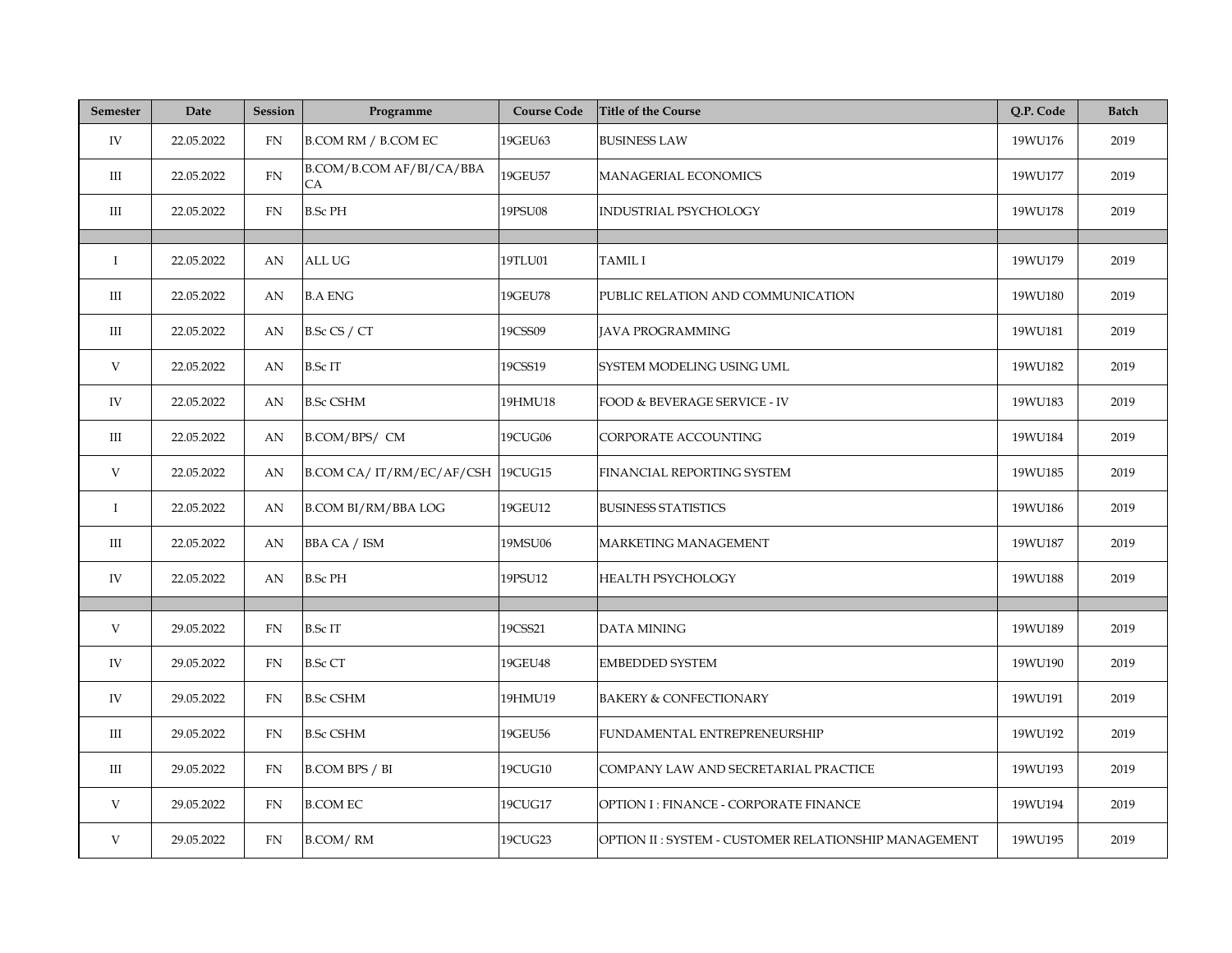| Semester | Date | Session | Programme | Course Code | Title of the Course | Q.P. Code | Batch |
|---|---|---|---|---|---|---|---|
| IV | 22.05.2022 | FN | B.COM RM / B.COM EC | 19GEU63 | BUSINESS LAW | 19WU176 | 2019 |
| III | 22.05.2022 | FN | B.COM/B.COM AF/BI/CA/BBA CA | 19GEU57 | MANAGERIAL ECONOMICS | 19WU177 | 2019 |
| III | 22.05.2022 | FN | B.Sc PH | 19PSU08 | INDUSTRIAL PSYCHOLOGY | 19WU178 | 2019 |
| | | | | | | | |
| I | 22.05.2022 | AN | ALL UG | 19TLU01 | TAMIL I | 19WU179 | 2019 |
| III | 22.05.2022 | AN | B.A ENG | 19GEU78 | PUBLIC RELATION AND COMMUNICATION | 19WU180 | 2019 |
| III | 22.05.2022 | AN | B.Sc CS / CT | 19CSS09 | JAVA PROGRAMMING | 19WU181 | 2019 |
| V | 22.05.2022 | AN | B.Sc IT | 19CSS19 | SYSTEM MODELING USING UML | 19WU182 | 2019 |
| IV | 22.05.2022 | AN | B.Sc CSHM | 19HMU18 | FOOD & BEVERAGE SERVICE - IV | 19WU183 | 2019 |
| III | 22.05.2022 | AN | B.COM/BPS/ CM | 19CUG06 | CORPORATE ACCOUNTING | 19WU184 | 2019 |
| V | 22.05.2022 | AN | B.COM CA/ IT/RM/EC/AF/CSH | 19CUG15 | FINANCIAL REPORTING SYSTEM | 19WU185 | 2019 |
| I | 22.05.2022 | AN | B.COM BI/RM/BBA LOG | 19GEU12 | BUSINESS STATISTICS | 19WU186 | 2019 |
| III | 22.05.2022 | AN | BBA CA / ISM | 19MSU06 | MARKETING MANAGEMENT | 19WU187 | 2019 |
| IV | 22.05.2022 | AN | B.Sc PH | 19PSU12 | HEALTH PSYCHOLOGY | 19WU188 | 2019 |
| | | | | | | | |
| V | 29.05.2022 | FN | B.Sc IT | 19CSS21 | DATA MINING | 19WU189 | 2019 |
| IV | 29.05.2022 | FN | B.Sc CT | 19GEU48 | EMBEDDED SYSTEM | 19WU190 | 2019 |
| IV | 29.05.2022 | FN | B.Sc CSHM | 19HMU19 | BAKERY & CONFECTIONARY | 19WU191 | 2019 |
| III | 29.05.2022 | FN | B.Sc CSHM | 19GEU56 | FUNDAMENTAL ENTREPRENEURSHIP | 19WU192 | 2019 |
| III | 29.05.2022 | FN | B.COM BPS / BI | 19CUG10 | COMPANY LAW AND SECRETARIAL PRACTICE | 19WU193 | 2019 |
| V | 29.05.2022 | FN | B.COM EC | 19CUG17 | OPTION I : FINANCE - CORPORATE FINANCE | 19WU194 | 2019 |
| V | 29.05.2022 | FN | B.COM/ RM | 19CUG23 | OPTION II : SYSTEM - CUSTOMER RELATIONSHIP MANAGEMENT | 19WU195 | 2019 |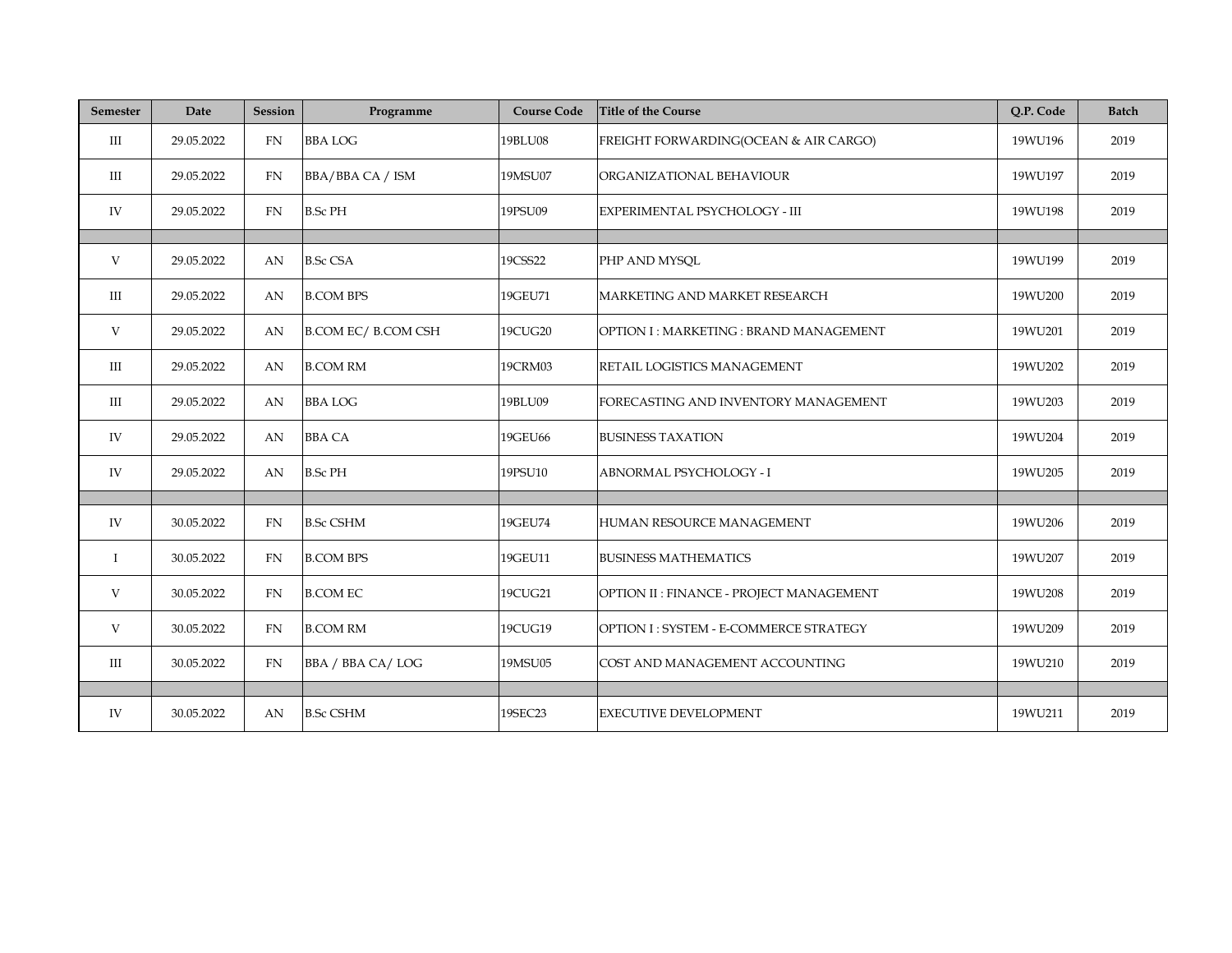| Semester | Date | Session | Programme | Course Code | Title of the Course | Q.P. Code | Batch |
|---|---|---|---|---|---|---|---|
| III | 29.05.2022 | FN | BBA LOG | 19BLU08 | FREIGHT FORWARDING(OCEAN & AIR CARGO) | 19WU196 | 2019 |
| III | 29.05.2022 | FN | BBA/BBA CA / ISM | 19MSU07 | ORGANIZATIONAL BEHAVIOUR | 19WU197 | 2019 |
| IV | 29.05.2022 | FN | B.Sc PH | 19PSU09 | EXPERIMENTAL PSYCHOLOGY - III | 19WU198 | 2019 |
| | | | | | | | |
| V | 29.05.2022 | AN | B.Sc CSA | 19CSS22 | PHP AND MYSQL | 19WU199 | 2019 |
| III | 29.05.2022 | AN | B.COM BPS | 19GEU71 | MARKETING AND MARKET RESEARCH | 19WU200 | 2019 |
| V | 29.05.2022 | AN | B.COM EC/ B.COM CSH | 19CUG20 | OPTION I : MARKETING : BRAND MANAGEMENT | 19WU201 | 2019 |
| III | 29.05.2022 | AN | B.COM RM | 19CRM03 | RETAIL LOGISTICS MANAGEMENT | 19WU202 | 2019 |
| III | 29.05.2022 | AN | BBA LOG | 19BLU09 | FORECASTING AND INVENTORY MANAGEMENT | 19WU203 | 2019 |
| IV | 29.05.2022 | AN | BBA CA | 19GEU66 | BUSINESS TAXATION | 19WU204 | 2019 |
| IV | 29.05.2022 | AN | B.Sc PH | 19PSU10 | ABNORMAL PSYCHOLOGY - I | 19WU205 | 2019 |
| | | | | | | | |
| IV | 30.05.2022 | FN | B.Sc CSHM | 19GEU74 | HUMAN RESOURCE MANAGEMENT | 19WU206 | 2019 |
| I | 30.05.2022 | FN | B.COM BPS | 19GEU11 | BUSINESS MATHEMATICS | 19WU207 | 2019 |
| V | 30.05.2022 | FN | B.COM EC | 19CUG21 | OPTION II : FINANCE - PROJECT MANAGEMENT | 19WU208 | 2019 |
| V | 30.05.2022 | FN | B.COM RM | 19CUG19 | OPTION I : SYSTEM - E-COMMERCE STRATEGY | 19WU209 | 2019 |
| III | 30.05.2022 | FN | BBA / BBA CA/ LOG | 19MSU05 | COST AND MANAGEMENT ACCOUNTING | 19WU210 | 2019 |
| | | | | | | | |
| IV | 30.05.2022 | AN | B.Sc CSHM | 19SEC23 | EXECUTIVE DEVELOPMENT | 19WU211 | 2019 |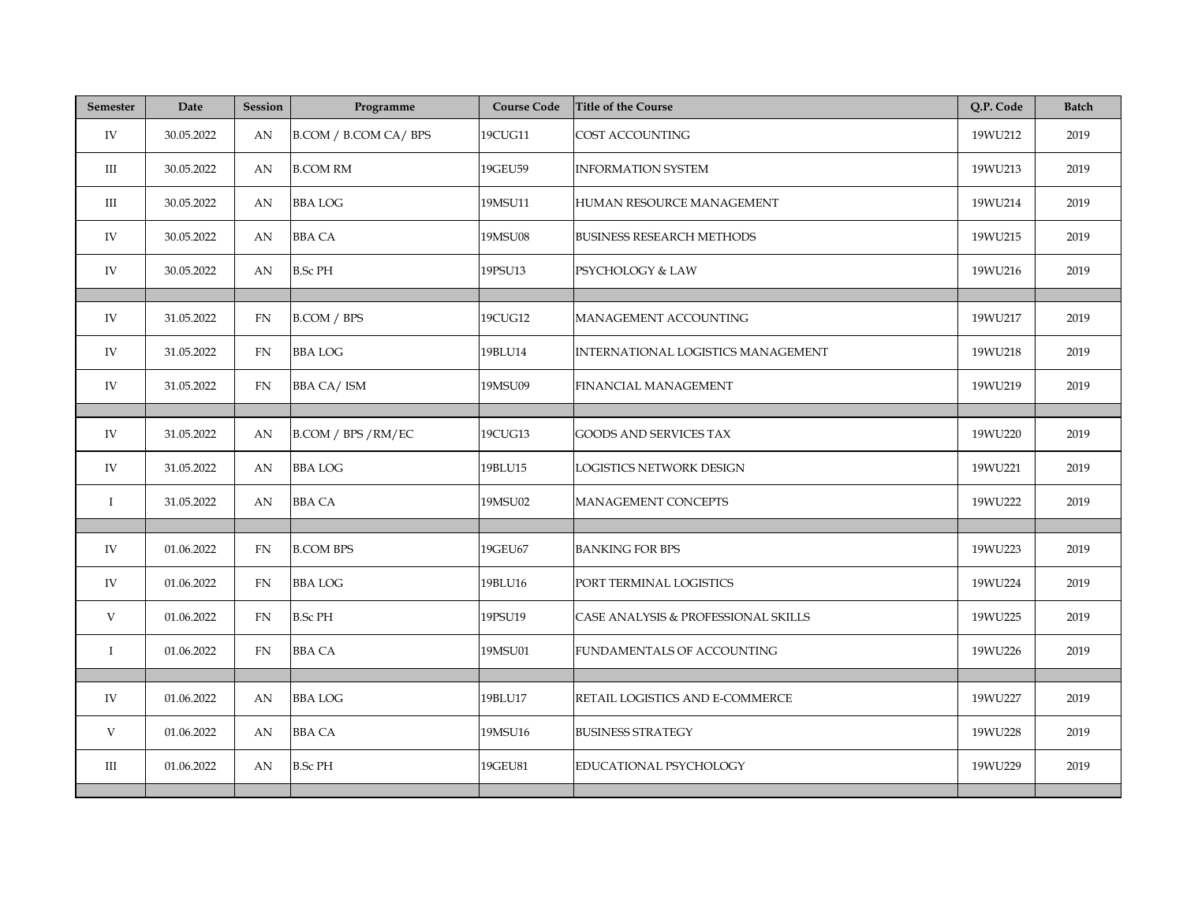| Semester | Date | Session | Programme | Course Code | Title of the Course | Q.P. Code | Batch |
|---|---|---|---|---|---|---|---|
| IV | 30.05.2022 | AN | B.COM / B.COM CA/ BPS | 19CUG11 | COST ACCOUNTING | 19WU212 | 2019 |
| III | 30.05.2022 | AN | B.COM RM | 19GEU59 | INFORMATION SYSTEM | 19WU213 | 2019 |
| III | 30.05.2022 | AN | BBA LOG | 19MSU11 | HUMAN RESOURCE MANAGEMENT | 19WU214 | 2019 |
| IV | 30.05.2022 | AN | BBA CA | 19MSU08 | BUSINESS RESEARCH METHODS | 19WU215 | 2019 |
| IV | 30.05.2022 | AN | B.Sc PH | 19PSU13 | PSYCHOLOGY & LAW | 19WU216 | 2019 |
| | | | | | | | |
| IV | 31.05.2022 | FN | B.COM / BPS | 19CUG12 | MANAGEMENT ACCOUNTING | 19WU217 | 2019 |
| IV | 31.05.2022 | FN | BBA LOG | 19BLU14 | INTERNATIONAL LOGISTICS MANAGEMENT | 19WU218 | 2019 |
| IV | 31.05.2022 | FN | BBA CA/ ISM | 19MSU09 | FINANCIAL MANAGEMENT | 19WU219 | 2019 |
| | | | | | | | |
| IV | 31.05.2022 | AN | B.COM / BPS /RM/EC | 19CUG13 | GOODS AND SERVICES TAX | 19WU220 | 2019 |
| IV | 31.05.2022 | AN | BBA LOG | 19BLU15 | LOGISTICS NETWORK DESIGN | 19WU221 | 2019 |
| I | 31.05.2022 | AN | BBA CA | 19MSU02 | MANAGEMENT CONCEPTS | 19WU222 | 2019 |
| | | | | | | | |
| IV | 01.06.2022 | FN | B.COM BPS | 19GEU67 | BANKING FOR BPS | 19WU223 | 2019 |
| IV | 01.06.2022 | FN | BBA LOG | 19BLU16 | PORT TERMINAL LOGISTICS | 19WU224 | 2019 |
| V | 01.06.2022 | FN | B.Sc PH | 19PSU19 | CASE ANALYSIS & PROFESSIONAL SKILLS | 19WU225 | 2019 |
| I | 01.06.2022 | FN | BBA CA | 19MSU01 | FUNDAMENTALS OF ACCOUNTING | 19WU226 | 2019 |
| | | | | | | | |
| IV | 01.06.2022 | AN | BBA LOG | 19BLU17 | RETAIL LOGISTICS AND E-COMMERCE | 19WU227 | 2019 |
| V | 01.06.2022 | AN | BBA CA | 19MSU16 | BUSINESS STRATEGY | 19WU228 | 2019 |
| III | 01.06.2022 | AN | B.Sc PH | 19GEU81 | EDUCATIONAL PSYCHOLOGY | 19WU229 | 2019 |
| | | | | | | | |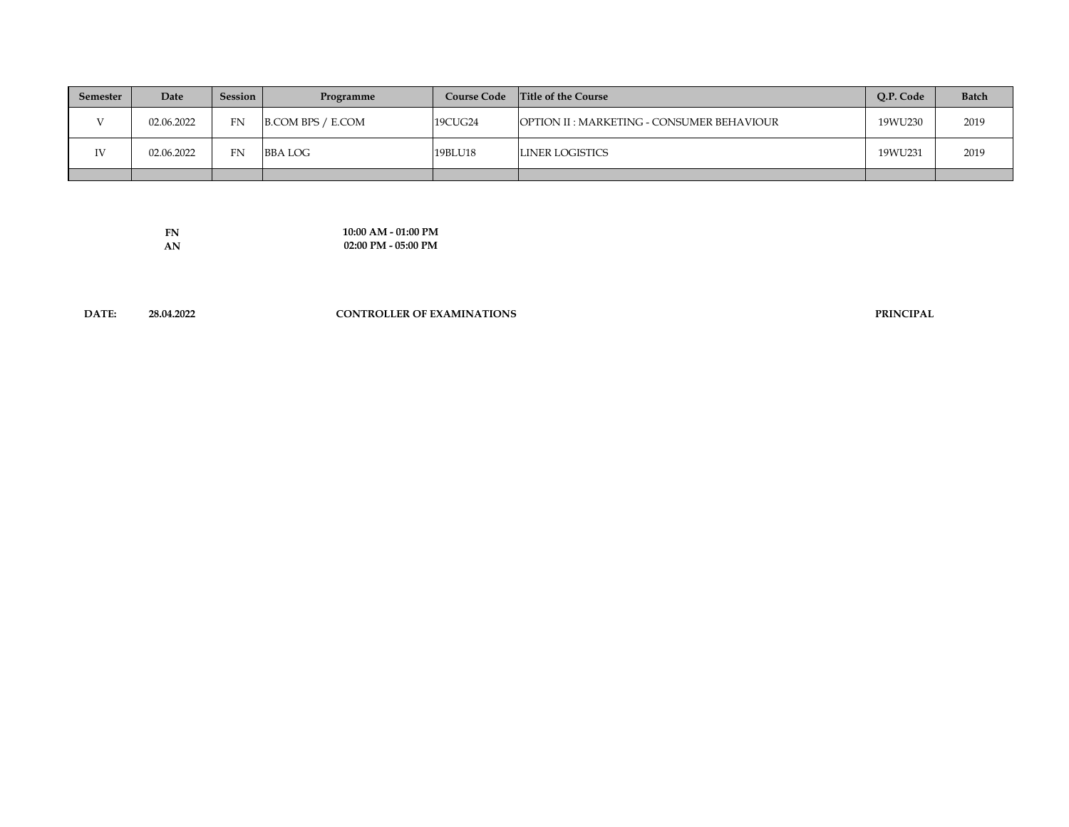| Semester | Date | Session | Programme | Course Code | Title of the Course | Q.P. Code | Batch |
|---|---|---|---|---|---|---|---|
| V | 02.06.2022 | FN | B.COM BPS / E.COM | 19CUG24 | OPTION II : MARKETING - CONSUMER BEHAVIOUR | 19WU230 | 2019 |
| IV | 02.06.2022 | FN | BBA LOG | 19BLU18 | LINER LOGISTICS | 19WU231 | 2019 |
| | | | | | | | |

**FN** **10:00 AM - 01:00 PM**
**AN** **02:00 PM - 05:00 PM**

**DATE:** **28.04.2022** **CONTROLLER OF EXAMINATIONS** **PRINCIPAL**